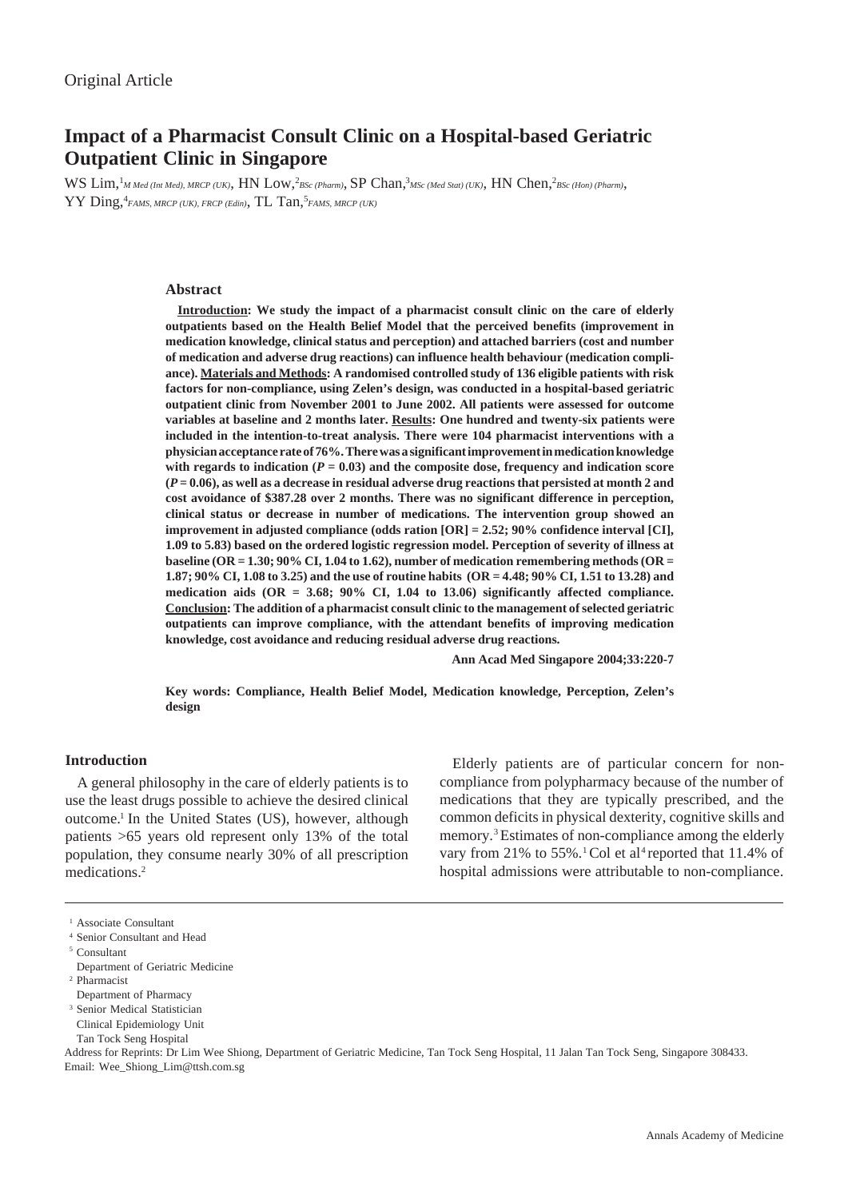Original Article

# Impact of a Pharmacist Consult Clinic on a Hospital-based Geriatric Outpatient Clinic in Singapore

WS Lim,[1] *M Med (Int Med), MRCP (UK)*, HN Low,[2] *BSc (Pharm)*, SP Chan,[3] *MSc (Med Stat) (UK)*, HN Chen,[2] *BSc (Hon) (Pharm)*, YY Ding,[4] *FAMS, MRCP (UK), FRCP (Edin)*, TL Tan,[5] *FAMS, MRCP (UK)*

## Abstract

**Introduction: We study the impact of a pharmacist consult clinic on the care of elderly outpatients based on the Health Belief Model that the perceived benefits (improvement in medication knowledge, clinical status and perception) and attached barriers (cost and number of medication and adverse drug reactions) can influence health behaviour (medication compliance). Materials and Methods: A randomised controlled study of 136 eligible patients with risk factors for non-compliance, using Zelen's design, was conducted in a hospital-based geriatric outpatient clinic from November 2001 to June 2002. All patients were assessed for outcome variables at baseline and 2 months later. Results: One hundred and twenty-six patients were included in the intention-to-treat analysis. There were 104 pharmacist interventions with a physician acceptance rate of 76%. There was a significant improvement in medication knowledge with regards to indication ($P = 0.03$) and the composite dose, frequency and indication score ($P = 0.06$), as well as a decrease in residual adverse drug reactions that persisted at month 2 and cost avoidance of $387.28 over 2 months. There was no significant difference in perception, clinical status or decrease in number of medications. The intervention group showed an improvement in adjusted compliance (odds ration [OR] = 2.52; 90% confidence interval [CI], 1.09 to 5.83) based on the ordered logistic regression model. Perception of severity of illness at baseline (OR = 1.30; 90% CI, 1.04 to 1.62), number of medication remembering methods (OR = 1.87; 90% CI, 1.08 to 3.25) and the use of routine habits (OR = 4.48; 90% CI, 1.51 to 13.28) and medication aids (OR = 3.68; 90% CI, 1.04 to 13.06) significantly affected compliance. Conclusion: The addition of a pharmacist consult clinic to the management of selected geriatric outpatients can improve compliance, with the attendant benefits of improving medication knowledge, cost avoidance and reducing residual adverse drug reactions.**

**Ann Acad Med Singapore 2004;33:220-7**

**Key words: Compliance, Health Belief Model, Medication knowledge, Perception, Zelen's design**

## Introduction

A general philosophy in the care of elderly patients is to use the least drugs possible to achieve the desired clinical outcome.[1] In the United States (US), however, although patients >65 years old represent only 13% of the total population, they consume nearly 30% of all prescription medications.[2]

Elderly patients are of particular concern for non-compliance from polypharmacy because of the number of medications that they are typically prescribed, and the common deficits in physical dexterity, cognitive skills and memory.[3] Estimates of non-compliance among the elderly vary from 21% to 55%.[1] Col et al[4] reported that 11.4% of hospital admissions were attributable to non-compliance.

[1] Associate Consultant
[4] Senior Consultant and Head
[5] Consultant
Department of Geriatric Medicine
[2] Pharmacist
Department of Pharmacy
[3] Senior Medical Statistician
Clinical Epidemiology Unit
Tan Tock Seng Hospital

Address for Reprints: Dr Lim Wee Shiong, Department of Geriatric Medicine, Tan Tock Seng Hospital, 11 Jalan Tan Tock Seng, Singapore 308433.
Email: Wee_Shiong_Lim@ttsh.com.sg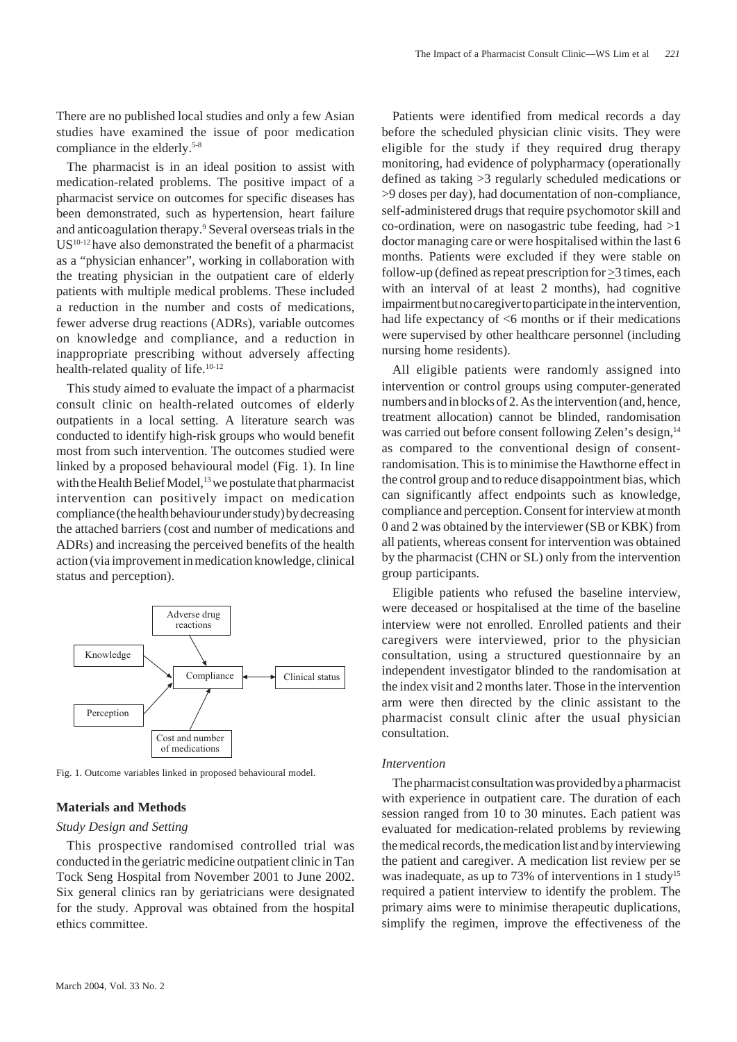There are no published local studies and only a few Asian studies have examined the issue of poor medication compliance in the elderly.[5-8]

The pharmacist is in an ideal position to assist with medication-related problems. The positive impact of a pharmacist service on outcomes for specific diseases has been demonstrated, such as hypertension, heart failure and anticoagulation therapy.[9] Several overseas trials in the US[10-12] have also demonstrated the benefit of a pharmacist as a "physician enhancer", working in collaboration with the treating physician in the outpatient care of elderly patients with multiple medical problems. These included a reduction in the number and costs of medications, fewer adverse drug reactions (ADRs), variable outcomes on knowledge and compliance, and a reduction in inappropriate prescribing without adversely affecting health-related quality of life.[10-12]

This study aimed to evaluate the impact of a pharmacist consult clinic on health-related outcomes of elderly outpatients in a local setting. A literature search was conducted to identify high-risk groups who would benefit most from such intervention. The outcomes studied were linked by a proposed behavioural model (Fig. 1). In line with the Health Belief Model,[13] we postulate that pharmacist intervention can positively impact on medication compliance (the health behaviour under study) by decreasing the attached barriers (cost and number of medications and ADRs) and increasing the perceived benefits of the health action (via improvement in medication knowledge, clinical status and perception).

Adverse drug reactions

Knowledge

Compliance

Clinical status

Perception

Cost and number of medications

Fig. 1. Outcome variables linked in proposed behavioural model.

## Materials and Methods

### *Study Design and Setting*

This prospective randomised controlled trial was conducted in the geriatric medicine outpatient clinic in Tan Tock Seng Hospital from November 2001 to June 2002. Six general clinics ran by geriatricians were designated for the study. Approval was obtained from the hospital ethics committee.

Patients were identified from medical records a day before the scheduled physician clinic visits. They were eligible for the study if they required drug therapy monitoring, had evidence of polypharmacy (operationally defined as taking >3 regularly scheduled medications or >9 doses per day), had documentation of non-compliance, self-administered drugs that require psychomotor skill and co-ordination, were on nasogastric tube feeding, had >1 doctor managing care or were hospitalised within the last 6 months. Patients were excluded if they were stable on follow-up (defined as repeat prescription for ≥3 times, each with an interval of at least 2 months), had cognitive impairment but no caregiver to participate in the intervention, had life expectancy of <6 months or if their medications were supervised by other healthcare personnel (including nursing home residents).

All eligible patients were randomly assigned into intervention or control groups using computer-generated numbers and in blocks of 2. As the intervention (and, hence, treatment allocation) cannot be blinded, randomisation was carried out before consent following Zelen's design,[14] as compared to the conventional design of consent-randomisation. This is to minimise the Hawthorne effect in the control group and to reduce disappointment bias, which can significantly affect endpoints such as knowledge, compliance and perception. Consent for interview at month 0 and 2 was obtained by the interviewer (SB or KBK) from all patients, whereas consent for intervention was obtained by the pharmacist (CHN or SL) only from the intervention group participants.

Eligible patients who refused the baseline interview, were deceased or hospitalised at the time of the baseline interview were not enrolled. Enrolled patients and their caregivers were interviewed, prior to the physician consultation, using a structured questionnaire by an independent investigator blinded to the randomisation at the index visit and 2 months later. Those in the intervention arm were then directed by the clinic assistant to the pharmacist consult clinic after the usual physician consultation.

### *Intervention*

The pharmacist consultation was provided by a pharmacist with experience in outpatient care. The duration of each session ranged from 10 to 30 minutes. Each patient was evaluated for medication-related problems by reviewing the medical records, the medication list and by interviewing the patient and caregiver. A medication list review per se was inadequate, as up to 73% of interventions in 1 study[15] required a patient interview to identify the problem. The primary aims were to minimise therapeutic duplications, simplify the regimen, improve the effectiveness of the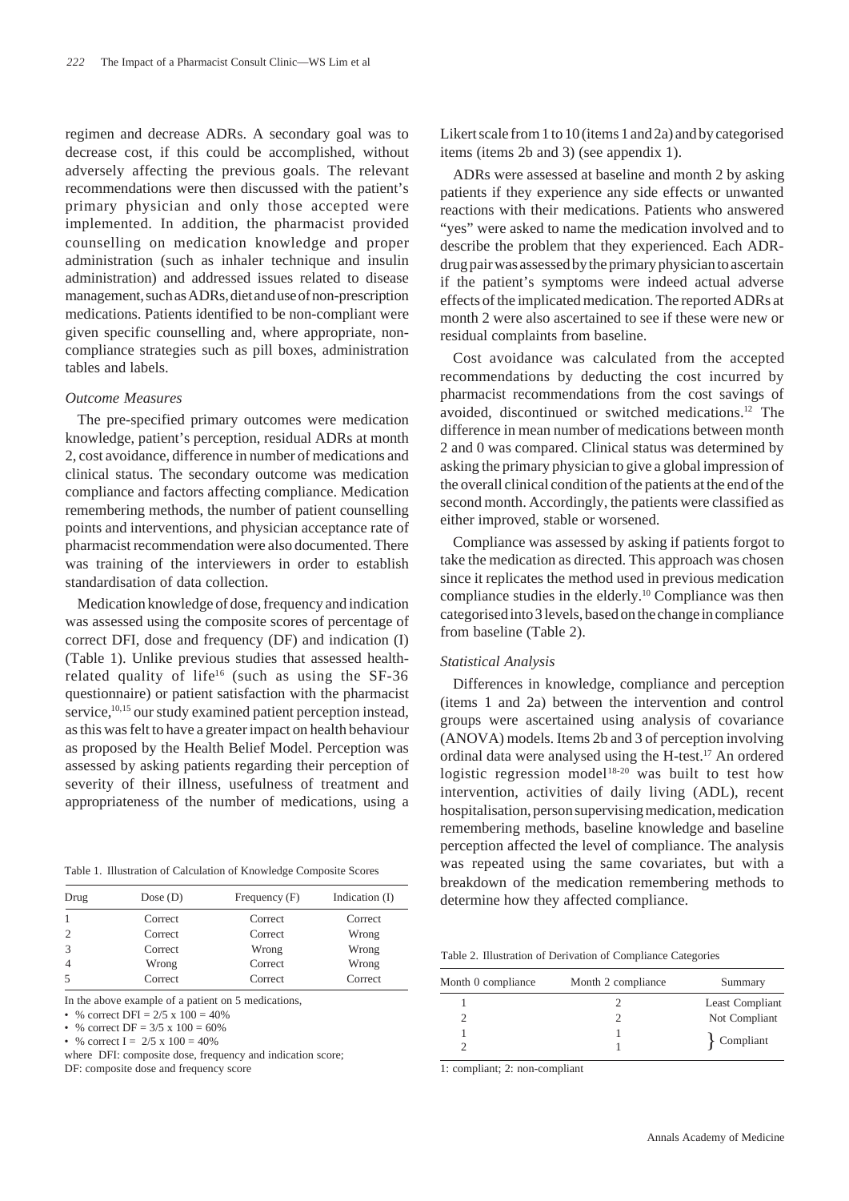regimen and decrease ADRs. A secondary goal was to decrease cost, if this could be accomplished, without adversely affecting the previous goals. The relevant recommendations were then discussed with the patient's primary physician and only those accepted were implemented. In addition, the pharmacist provided counselling on medication knowledge and proper administration (such as inhaler technique and insulin administration) and addressed issues related to disease management, such as ADRs, diet and use of non-prescription medications. Patients identified to be non-compliant were given specific counselling and, where appropriate, non-compliance strategies such as pill boxes, administration tables and labels.

### *Outcome Measures*

The pre-specified primary outcomes were medication knowledge, patient's perception, residual ADRs at month 2, cost avoidance, difference in number of medications and clinical status. The secondary outcome was medication compliance and factors affecting compliance. Medication remembering methods, the number of patient counselling points and interventions, and physician acceptance rate of pharmacist recommendation were also documented. There was training of the interviewers in order to establish standardisation of data collection.

Medication knowledge of dose, frequency and indication was assessed using the composite scores of percentage of correct DFI, dose and frequency (DF) and indication (I) (Table 1). Unlike previous studies that assessed health-related quality of life[16] (such as using the SF-36 questionnaire) or patient satisfaction with the pharmacist service,[10,15] our study examined patient perception instead, as this was felt to have a greater impact on health behaviour as proposed by the Health Belief Model. Perception was assessed by asking patients regarding their perception of severity of their illness, usefulness of treatment and appropriateness of the number of medications, using a Likert scale from 1 to 10 (items 1 and 2a) and by categorised items (items 2b and 3) (see appendix 1).

Table 1. Illustration of Calculation of Knowledge Composite Scores

| Drug | Dose (D) | Frequency (F) | Indication (I) |
|---|---|---|---|
| 1 | Correct | Correct | Correct |
| 2 | Correct | Correct | Wrong |
| 3 | Correct | Wrong | Wrong |
| 4 | Wrong | Correct | Wrong |
| 5 | Correct | Correct | Correct |

In the above example of a patient on 5 medications,

- % correct DFI = 2/5 x 100 = 40%
- % correct DF = 3/5 x 100 = 60%
- % correct I = 2/5 x 100 = 40%

where DFI: composite dose, frequency and indication score;
DF: composite dose and frequency score

ADRs were assessed at baseline and month 2 by asking patients if they experience any side effects or unwanted reactions with their medications. Patients who answered "yes" were asked to name the medication involved and to describe the problem that they experienced. Each ADR-drug pair was assessed by the primary physician to ascertain if the patient's symptoms were indeed actual adverse effects of the implicated medication. The reported ADRs at month 2 were also ascertained to see if these were new or residual complaints from baseline.

Cost avoidance was calculated from the accepted recommendations by deducting the cost incurred by pharmacist recommendations from the cost savings of avoided, discontinued or switched medications.[12] The difference in mean number of medications between month 2 and 0 was compared. Clinical status was determined by asking the primary physician to give a global impression of the overall clinical condition of the patients at the end of the second month. Accordingly, the patients were classified as either improved, stable or worsened.

Compliance was assessed by asking if patients forgot to take the medication as directed. This approach was chosen since it replicates the method used in previous medication compliance studies in the elderly.[10] Compliance was then categorised into 3 levels, based on the change in compliance from baseline (Table 2).

### *Statistical Analysis*

Differences in knowledge, compliance and perception (items 1 and 2a) between the intervention and control groups were ascertained using analysis of covariance (ANOVA) models. Items 2b and 3 of perception involving ordinal data were analysed using the H-test.[17] An ordered logistic regression model[18-20] was built to test how intervention, activities of daily living (ADL), recent hospitalisation, person supervising medication, medication remembering methods, baseline knowledge and baseline perception affected the level of compliance. The analysis was repeated using the same covariates, but with a breakdown of the medication remembering methods to determine how they affected compliance.

Table 2. Illustration of Derivation of Compliance Categories

| Month 0 compliance | Month 2 compliance | Summary |
|---|---|---|
| 1 | 2 | Least Compliant |
| 2 | 2 | Not Compliant |
| 1 | 1 | } Compliant |
| 2 | 1 | |

1: compliant; 2: non-compliant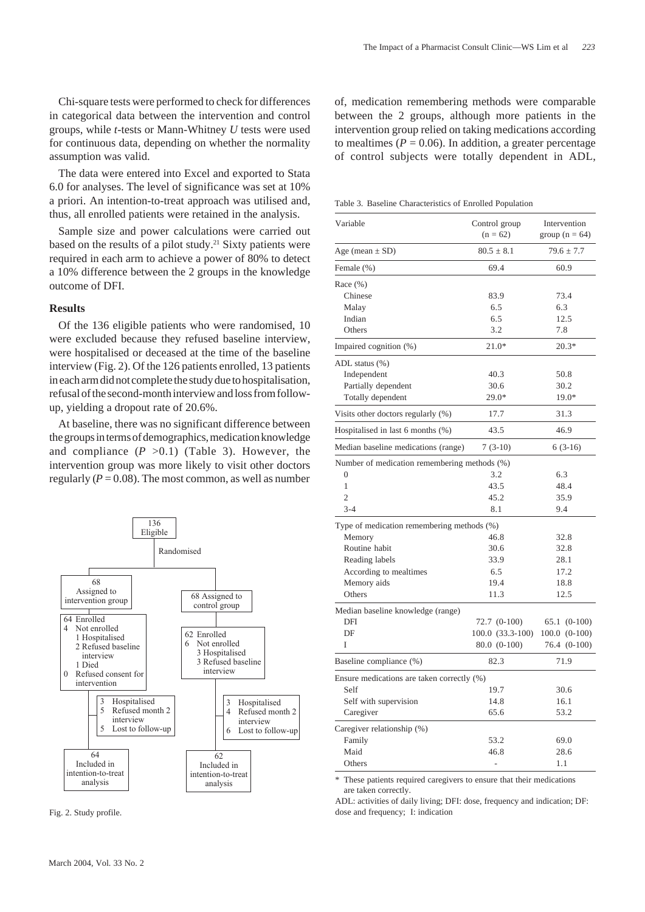Chi-square tests were performed to check for differences in categorical data between the intervention and control groups, while *t*-tests or Mann-Whitney *U* tests were used for continuous data, depending on whether the normality assumption was valid.

The data were entered into Excel and exported to Stata 6.0 for analyses. The level of significance was set at 10% a priori. An intention-to-treat approach was utilised and, thus, all enrolled patients were retained in the analysis.

Sample size and power calculations were carried out based on the results of a pilot study.[21] Sixty patients were required in each arm to achieve a power of 80% to detect a 10% difference between the 2 groups in the knowledge outcome of DFI.

### Results

Of the 136 eligible patients who were randomised, 10 were excluded because they refused baseline interview, were hospitalised or deceased at the time of the baseline interview (Fig. 2). Of the 126 patients enrolled, 13 patients in each arm did not complete the study due to hospitalisation, refusal of the second-month interview and loss from follow-up, yielding a dropout rate of 20.6%.

At baseline, there was no significant difference between the groups in terms of demographics, medication knowledge and compliance ($P$ >0.1) (Table 3). However, the intervention group was more likely to visit other doctors regularly ($P$ = 0.08). The most common, as well as number of, medication remembering methods were comparable between the 2 groups, although more patients in the intervention group relied on taking medications according to mealtimes ($P$ = 0.06). In addition, a greater percentage of control subjects were totally dependent in ADL,

Table 3. Baseline Characteristics of Enrolled Population

| Variable | Control group (n = 62) | Intervention group (n = 64) |
|---|---|---|
| Age (mean ± SD) | 80.5 ± 8.1 | 79.6 ± 7.7 |
| Female (%) | 69.4 | 60.9 |
| Race (%) | | |
| Chinese | 83.9 | 73.4 |
| Malay | 6.5 | 6.3 |
| Indian | 6.5 | 12.5 |
| Others | 3.2 | 7.8 |
| Impaired cognition (%) | 21.0* | 20.3* |
| ADL status (%) | | |
| Independent | 40.3 | 50.8 |
| Partially dependent | 30.6 | 30.2 |
| Totally dependent | 29.0* | 19.0* |
| Visits other doctors regularly (%) | 17.7 | 31.3 |
| Hospitalised in last 6 months (%) | 43.5 | 46.9 |
| Median baseline medications (range) | 7 (3-10) | 6 (3-16) |
| Number of medication remembering methods (%) | | |
| 0 | 3.2 | 6.3 |
| 1 | 43.5 | 48.4 |
| 2 | 45.2 | 35.9 |
| 3-4 | 8.1 | 9.4 |
| Type of medication remembering methods (%) | | |
| Memory | 46.8 | 32.8 |
| Routine habit | 30.6 | 32.8 |
| Reading labels | 33.9 | 28.1 |
| According to mealtimes | 6.5 | 17.2 |
| Memory aids | 19.4 | 18.8 |
| Others | 11.3 | 12.5 |
| Median baseline knowledge (range) | | |
| DFI | 72.7 (0-100) | 65.1 (0-100) |
| DF | 100.0 (33.3-100) | 100.0 (0-100) |
| I | 80.0 (0-100) | 76.4 (0-100) |
| Baseline compliance (%) | 82.3 | 71.9 |
| Ensure medications are taken correctly (%) | | |
| Self | 19.7 | 30.6 |
| Self with supervision | 14.8 | 16.1 |
| Caregiver | 65.6 | 53.2 |
| Caregiver relationship (%) | | |
| Family | 53.2 | 69.0 |
| Maid | 46.8 | 28.6 |
| Others | - | 1.1 |

\* These patients required caregivers to ensure that their medications are taken correctly.

ADL: activities of daily living; DFI: dose, frequency and indication; DF: dose and frequency; I: indication

136 Eligible
Randomised
68 Assigned to intervention group
68 Assigned to control group
64 Enrolled
4 Not enrolled
1 Hospitalised
2 Refused baseline interview
1 Died
0 Refused consent for intervention
62 Enrolled
6 Not enrolled
3 Hospitalised
3 Refused baseline interview
3 Hospitalised
5 Refused month 2 interview
5 Lost to follow-up
3 Hospitalised
4 Refused month 2 interview
6 Lost to follow-up
64 Included in intention-to-treat analysis
62 Included in intention-to-treat analysis

Fig. 2. Study profile.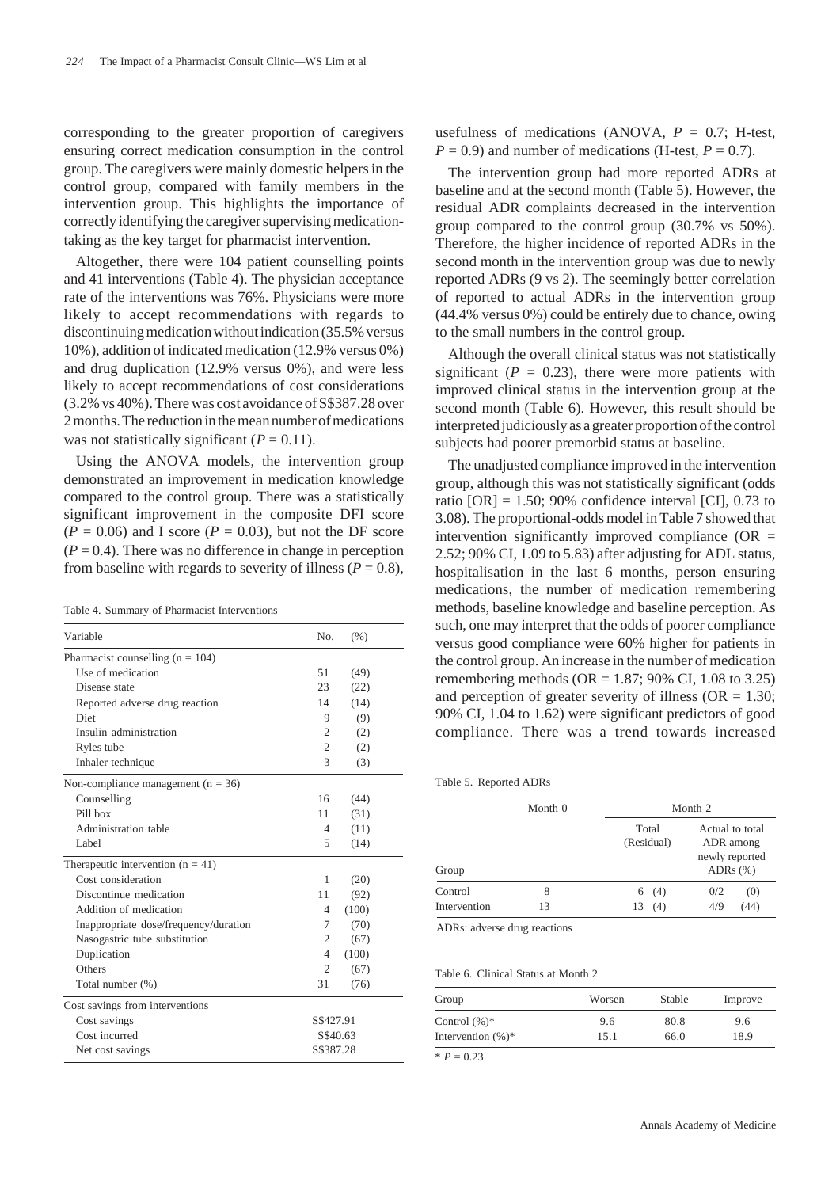corresponding to the greater proportion of caregivers ensuring correct medication consumption in the control group. The caregivers were mainly domestic helpers in the control group, compared with family members in the intervention group. This highlights the importance of correctly identifying the caregiver supervising medication-taking as the key target for pharmacist intervention.

Altogether, there were 104 patient counselling points and 41 interventions (Table 4). The physician acceptance rate of the interventions was 76%. Physicians were more likely to accept recommendations with regards to discontinuing medication without indication (35.5% versus 10%), addition of indicated medication (12.9% versus 0%) and drug duplication (12.9% versus 0%), and were less likely to accept recommendations of cost considerations (3.2% vs 40%). There was cost avoidance of S$387.28 over 2 months. The reduction in the mean number of medications was not statistically significant ($P = 0.11$).

Using the ANOVA models, the intervention group demonstrated an improvement in medication knowledge compared to the control group. There was a statistically significant improvement in the composite DFI score ($P = 0.06$) and I score ($P = 0.03$), but not the DF score ($P = 0.4$). There was no difference in change in perception from baseline with regards to severity of illness ($P = 0.8$), usefulness of medications (ANOVA, $P = 0.7$; H-test, $P = 0.9$) and number of medications (H-test, $P = 0.7$).

Table 4. Summary of Pharmacist Interventions

| Variable | No. | (%) |
|---|---|---|
| Pharmacist counselling (n = 104) | | |
| Use of medication | 51 | (49) |
| Disease state | 23 | (22) |
| Reported adverse drug reaction | 14 | (14) |
| Diet | 9 | (9) |
| Insulin administration | 2 | (2) |
| Ryles tube | 2 | (2) |
| Inhaler technique | 3 | (3) |
| Non-compliance management (n = 36) | | |
| Counselling | 16 | (44) |
| Pill box | 11 | (31) |
| Administration table | 4 | (11) |
| Label | 5 | (14) |
| Therapeutic intervention (n = 41) | | |
| Cost consideration | 1 | (20) |
| Discontinue medication | 11 | (92) |
| Addition of medication | 4 | (100) |
| Inappropriate dose/frequency/duration | 7 | (70) |
| Nasogastric tube substitution | 2 | (67) |
| Duplication | 4 | (100) |
| Others | 2 | (67) |
| Total number (%) | 31 | (76) |
| Cost savings from interventions | | |
| Cost savings | S$427.91 | |
| Cost incurred | S$40.63 | |
| Net cost savings | S$387.28 | |

The intervention group had more reported ADRs at baseline and at the second month (Table 5). However, the residual ADR complaints decreased in the intervention group compared to the control group (30.7% vs 50%). Therefore, the higher incidence of reported ADRs in the second month in the intervention group was due to newly reported ADRs (9 vs 2). The seemingly better correlation of reported to actual ADRs in the intervention group (44.4% versus 0%) could be entirely due to chance, owing to the small numbers in the control group.

Although the overall clinical status was not statistically significant ($P = 0.23$), there were more patients with improved clinical status in the intervention group at the second month (Table 6). However, this result should be interpreted judiciously as a greater proportion of the control subjects had poorer premorbid status at baseline.

The unadjusted compliance improved in the intervention group, although this was not statistically significant (odds ratio [OR] = 1.50; 90% confidence interval [CI], 0.73 to 3.08). The proportional-odds model in Table 7 showed that intervention significantly improved compliance (OR = 2.52; 90% CI, 1.09 to 5.83) after adjusting for ADL status, hospitalisation in the last 6 months, person ensuring medications, the number of medication remembering methods, baseline knowledge and baseline perception. As such, one may interpret that the odds of poorer compliance versus good compliance were 60% higher for patients in the control group. An increase in the number of medication remembering methods (OR = 1.87; 90% CI, 1.08 to 3.25) and perception of greater severity of illness (OR = 1.30; 90% CI, 1.04 to 1.62) were significant predictors of good compliance. There was a trend towards increased

Table 5. Reported ADRs

| Group | Month 0 | Month 2 | | | |
|---|---|---|---|---|---|
| | | Total (Residual) | | Actual to total ADR among newly reported ADRs (%) | |
| Control | 8 | 6 | (4) | 0/2 | (0) |
| Intervention | 13 | 13 | (4) | 4/9 | (44) |

ADRs: adverse drug reactions

Table 6. Clinical Status at Month 2

| Group | Worsen | Stable | Improve |
|---|---|---|---|
| Control (%)* | 9.6 | 80.8 | 9.6 |
| Intervention (%)* | 15.1 | 66.0 | 18.9 |

\* $P = 0.23$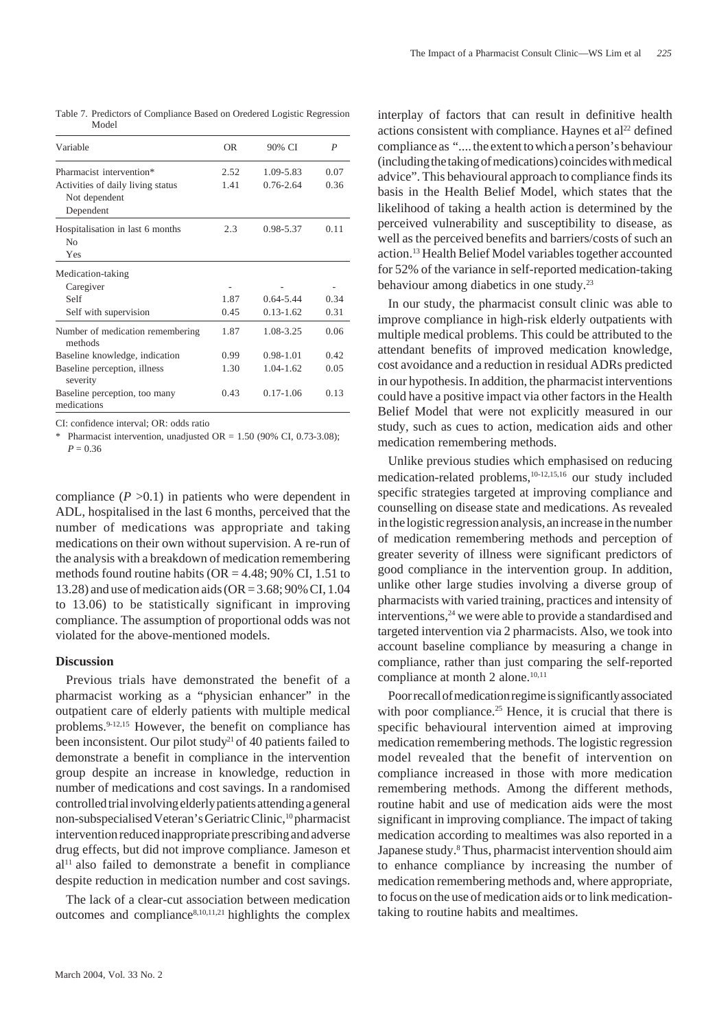Table 7. Predictors of Compliance Based on Oredered Logistic Regression Model

| Variable | OR | 90% CI | *P* |
|---|---|---|---|
| Pharmacist intervention* | 2.52 | 1.09-5.83 | 0.07 |
| Activities of daily living status | 1.41 | 0.76-2.64 | 0.36 |
| Not dependent | | | |
| Dependent | | | |
| Hospitalisation in last 6 months | 2.3 | 0.98-5.37 | 0.11 |
| No | | | |
| Yes | | | |
| Medication-taking | | | |
| Caregiver | - | - | - |
| Self | 1.87 | 0.64-5.44 | 0.34 |
| Self with supervision | 0.45 | 0.13-1.62 | 0.31 |
| Number of medication remembering methods | 1.87 | 1.08-3.25 | 0.06 |
| Baseline knowledge, indication | 0.99 | 0.98-1.01 | 0.42 |
| Baseline perception, illness severity | 1.30 | 1.04-1.62 | 0.05 |
| Baseline perception, too many medications | 0.43 | 0.17-1.06 | 0.13 |

CI: confidence interval; OR: odds ratio

\* Pharmacist intervention, unadjusted OR = 1.50 (90% CI, 0.73-3.08); $P = 0.36$

compliance ($P > 0.1$) in patients who were dependent in ADL, hospitalised in the last 6 months, perceived that the number of medications was appropriate and taking medications on their own without supervision. A re-run of the analysis with a breakdown of medication remembering methods found routine habits (OR = 4.48; 90% CI, 1.51 to 13.28) and use of medication aids (OR = 3.68; 90% CI, 1.04 to 13.06) to be statistically significant in improving compliance. The assumption of proportional odds was not violated for the above-mentioned models.

## Discussion

Previous trials have demonstrated the benefit of a pharmacist working as a "physician enhancer" in the outpatient care of elderly patients with multiple medical problems.[9-12,15] However, the benefit on compliance has been inconsistent. Our pilot study[21] of 40 patients failed to demonstrate a benefit in compliance in the intervention group despite an increase in knowledge, reduction in number of medications and cost savings. In a randomised controlled trial involving elderly patients attending a general non-subspecialised Veteran's Geriatric Clinic,[10] pharmacist intervention reduced inappropriate prescribing and adverse drug effects, but did not improve compliance. Jameson et al[11] also failed to demonstrate a benefit in compliance despite reduction in medication number and cost savings.

The lack of a clear-cut association between medication outcomes and compliance[8,10,11,21] highlights the complex interplay of factors that can result in definitive health actions consistent with compliance. Haynes et al[22] defined compliance as ".... the extent to which a person's behaviour (including the taking of medications) coincides with medical advice". This behavioural approach to compliance finds its basis in the Health Belief Model, which states that the likelihood of taking a health action is determined by the perceived vulnerability and susceptibility to disease, as well as the perceived benefits and barriers/costs of such an action.[13] Health Belief Model variables together accounted for 52% of the variance in self-reported medication-taking behaviour among diabetics in one study.[23]

In our study, the pharmacist consult clinic was able to improve compliance in high-risk elderly outpatients with multiple medical problems. This could be attributed to the attendant benefits of improved medication knowledge, cost avoidance and a reduction in residual ADRs predicted in our hypothesis. In addition, the pharmacist interventions could have a positive impact via other factors in the Health Belief Model that were not explicitly measured in our study, such as cues to action, medication aids and other medication remembering methods.

Unlike previous studies which emphasised on reducing medication-related problems,[10-12,15,16] our study included specific strategies targeted at improving compliance and counselling on disease state and medications. As revealed in the logistic regression analysis, an increase in the number of medication remembering methods and perception of greater severity of illness were significant predictors of good compliance in the intervention group. In addition, unlike other large studies involving a diverse group of pharmacists with varied training, practices and intensity of interventions,[24] we were able to provide a standardised and targeted intervention via 2 pharmacists. Also, we took into account baseline compliance by measuring a change in compliance, rather than just comparing the self-reported compliance at month 2 alone.[10,11]

Poor recall of medication regime is significantly associated with poor compliance.[25] Hence, it is crucial that there is specific behavioural intervention aimed at improving medication remembering methods. The logistic regression model revealed that the benefit of intervention on compliance increased in those with more medication remembering methods. Among the different methods, routine habit and use of medication aids were the most significant in improving compliance. The impact of taking medication according to mealtimes was also reported in a Japanese study.[8] Thus, pharmacist intervention should aim to enhance compliance by increasing the number of medication remembering methods and, where appropriate, to focus on the use of medication aids or to link medication-taking to routine habits and mealtimes.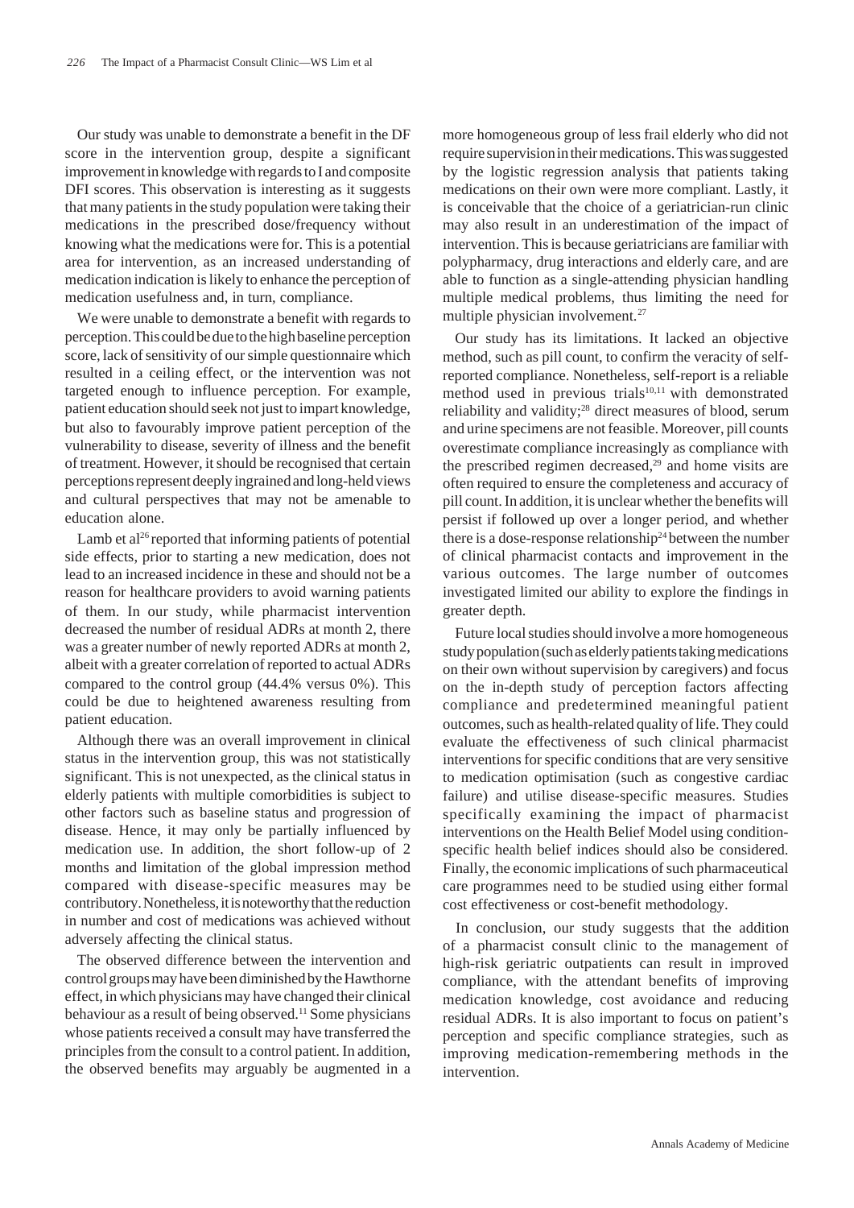Our study was unable to demonstrate a benefit in the DF score in the intervention group, despite a significant improvement in knowledge with regards to I and composite DFI scores. This observation is interesting as it suggests that many patients in the study population were taking their medications in the prescribed dose/frequency without knowing what the medications were for. This is a potential area for intervention, as an increased understanding of medication indication is likely to enhance the perception of medication usefulness and, in turn, compliance.

We were unable to demonstrate a benefit with regards to perception. This could be due to the high baseline perception score, lack of sensitivity of our simple questionnaire which resulted in a ceiling effect, or the intervention was not targeted enough to influence perception. For example, patient education should seek not just to impart knowledge, but also to favourably improve patient perception of the vulnerability to disease, severity of illness and the benefit of treatment. However, it should be recognised that certain perceptions represent deeply ingrained and long-held views and cultural perspectives that may not be amenable to education alone.

Lamb et al[26] reported that informing patients of potential side effects, prior to starting a new medication, does not lead to an increased incidence in these and should not be a reason for healthcare providers to avoid warning patients of them. In our study, while pharmacist intervention decreased the number of residual ADRs at month 2, there was a greater number of newly reported ADRs at month 2, albeit with a greater correlation of reported to actual ADRs compared to the control group (44.4% versus 0%). This could be due to heightened awareness resulting from patient education.

Although there was an overall improvement in clinical status in the intervention group, this was not statistically significant. This is not unexpected, as the clinical status in elderly patients with multiple comorbidities is subject to other factors such as baseline status and progression of disease. Hence, it may only be partially influenced by medication use. In addition, the short follow-up of 2 months and limitation of the global impression method compared with disease-specific measures may be contributory. Nonetheless, it is noteworthy that the reduction in number and cost of medications was achieved without adversely affecting the clinical status.

The observed difference between the intervention and control groups may have been diminished by the Hawthorne effect, in which physicians may have changed their clinical behaviour as a result of being observed.[11] Some physicians whose patients received a consult may have transferred the principles from the consult to a control patient. In addition, the observed benefits may arguably be augmented in a more homogeneous group of less frail elderly who did not require supervision in their medications. This was suggested by the logistic regression analysis that patients taking medications on their own were more compliant. Lastly, it is conceivable that the choice of a geriatrician-run clinic may also result in an underestimation of the impact of intervention. This is because geriatricians are familiar with polypharmacy, drug interactions and elderly care, and are able to function as a single-attending physician handling multiple medical problems, thus limiting the need for multiple physician involvement.[27]

Our study has its limitations. It lacked an objective method, such as pill count, to confirm the veracity of self-reported compliance. Nonetheless, self-report is a reliable method used in previous trials[10,11] with demonstrated reliability and validity;[28] direct measures of blood, serum and urine specimens are not feasible. Moreover, pill counts overestimate compliance increasingly as compliance with the prescribed regimen decreased,[29] and home visits are often required to ensure the completeness and accuracy of pill count. In addition, it is unclear whether the benefits will persist if followed up over a longer period, and whether there is a dose-response relationship[24] between the number of clinical pharmacist contacts and improvement in the various outcomes. The large number of outcomes investigated limited our ability to explore the findings in greater depth.

Future local studies should involve a more homogeneous study population (such as elderly patients taking medications on their own without supervision by caregivers) and focus on the in-depth study of perception factors affecting compliance and predetermined meaningful patient outcomes, such as health-related quality of life. They could evaluate the effectiveness of such clinical pharmacist interventions for specific conditions that are very sensitive to medication optimisation (such as congestive cardiac failure) and utilise disease-specific measures. Studies specifically examining the impact of pharmacist interventions on the Health Belief Model using condition-specific health belief indices should also be considered. Finally, the economic implications of such pharmaceutical care programmes need to be studied using either formal cost effectiveness or cost-benefit methodology.

In conclusion, our study suggests that the addition of a pharmacist consult clinic to the management of high-risk geriatric outpatients can result in improved compliance, with the attendant benefits of improving medication knowledge, cost avoidance and reducing residual ADRs. It is also important to focus on patient's perception and specific compliance strategies, such as improving medication-remembering methods in the intervention.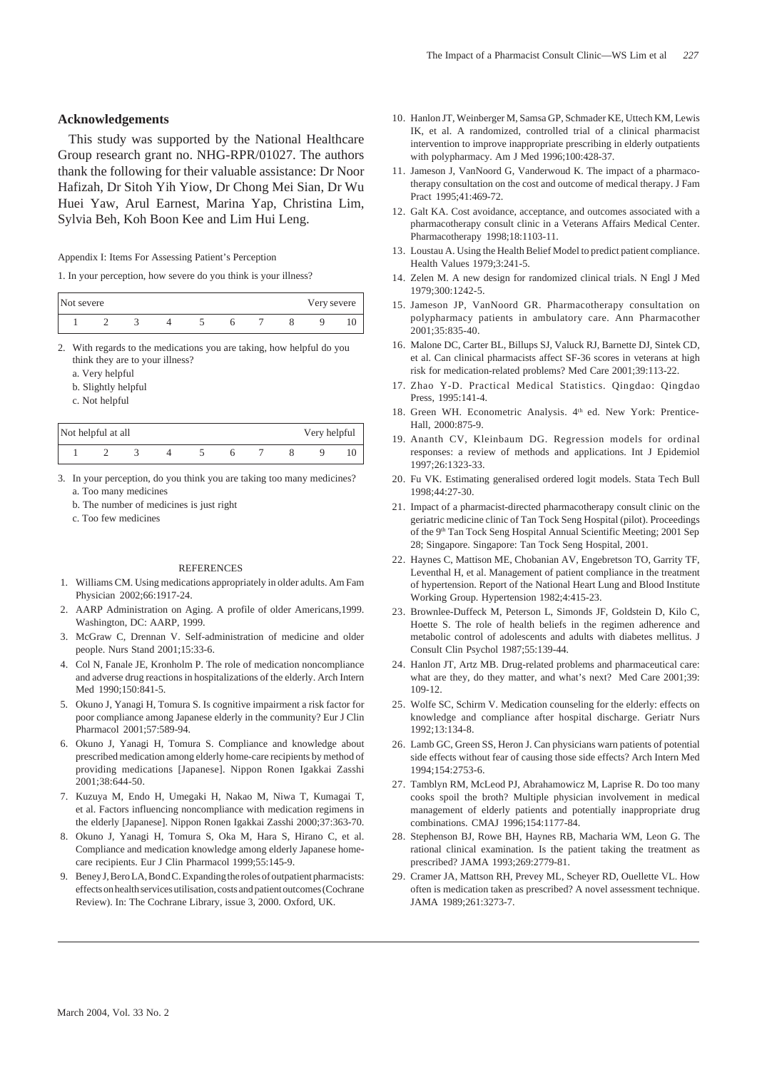## Acknowledgements

This study was supported by the National Healthcare Group research grant no. NHG-RPR/01027. The authors thank the following for their valuable assistance: Dr Noor Hafizah, Dr Sitoh Yih Yiow, Dr Chong Mei Sian, Dr Wu Huei Yaw, Arul Earnest, Marina Yap, Christina Lim, Sylvia Beh, Koh Boon Kee and Lim Hui Leng.

Appendix I: Items For Assessing Patient's Perception

1. In your perception, how severe do you think is your illness?

| Not severe | | | | | | | | | Very severe |
|---|---|---|---|---|---|---|---|---|---|
| 1 | 2 | 3 | 4 | 5 | 6 | 7 | 8 | 9 | 10 |

2. With regards to the medications you are taking, how helpful do you think they are to your illness?
   a. Very helpful
   b. Slightly helpful
   c. Not helpful

| Not helpful at all | | | | | | | | | Very helpful |
|---|---|---|---|---|---|---|---|---|---|
| 1 | 2 | 3 | 4 | 5 | 6 | 7 | 8 | 9 | 10 |

3. In your perception, do you think you are taking too many medicines?
   a. Too many medicines
   b. The number of medicines is just right
   c. Too few medicines

## REFERENCES

1. Williams CM. Using medications appropriately in older adults. Am Fam Physician 2002;66:1917-24.
2. AARP Administration on Aging. A profile of older Americans,1999. Washington, DC: AARP, 1999.
3. McGraw C, Drennan V. Self-administration of medicine and older people. Nurs Stand 2001;15:33-6.
4. Col N, Fanale JE, Kronholm P. The role of medication noncompliance and adverse drug reactions in hospitalizations of the elderly. Arch Intern Med 1990;150:841-5.
5. Okuno J, Yanagi H, Tomura S. Is cognitive impairment a risk factor for poor compliance among Japanese elderly in the community? Eur J Clin Pharmacol 2001;57:589-94.
6. Okuno J, Yanagi H, Tomura S. Compliance and knowledge about prescribed medication among elderly home-care recipients by method of providing medications [Japanese]. Nippon Ronen Igakkai Zasshi 2001;38:644-50.
7. Kuzuya M, Endo H, Umegaki H, Nakao M, Niwa T, Kumagai T, et al. Factors influencing noncompliance with medication regimens in the elderly [Japanese]. Nippon Ronen Igakkai Zasshi 2000;37:363-70.
8. Okuno J, Yanagi H, Tomura S, Oka M, Hara S, Hirano C, et al. Compliance and medication knowledge among elderly Japanese home-care recipients. Eur J Clin Pharmacol 1999;55:145-9.
9. Beney J, Bero LA, Bond C. Expanding the roles of outpatient pharmacists: effects on health services utilisation, costs and patient outcomes (Cochrane Review). In: The Cochrane Library, issue 3, 2000. Oxford, UK.
10. Hanlon JT, Weinberger M, Samsa GP, Schmader KE, Uttech KM, Lewis IK, et al. A randomized, controlled trial of a clinical pharmacist intervention to improve inappropriate prescribing in elderly outpatients with polypharmacy. Am J Med 1996;100:428-37.
11. Jameson J, VanNoord G, Vanderwoud K. The impact of a pharmacotherapy consultation on the cost and outcome of medical therapy. J Fam Pract 1995;41:469-72.
12. Galt KA. Cost avoidance, acceptance, and outcomes associated with a pharmacotherapy consult clinic in a Veterans Affairs Medical Center. Pharmacotherapy 1998;18:1103-11.
13. Loustau A. Using the Health Belief Model to predict patient compliance. Health Values 1979;3:241-5.
14. Zelen M. A new design for randomized clinical trials. N Engl J Med 1979;300:1242-5.
15. Jameson JP, VanNoord GR. Pharmacotherapy consultation on polypharmacy patients in ambulatory care. Ann Pharmacother 2001;35:835-40.
16. Malone DC, Carter BL, Billups SJ, Valuck RJ, Barnette DJ, Sintek CD, et al. Can clinical pharmacists affect SF-36 scores in veterans at high risk for medication-related problems? Med Care 2001;39:113-22.
17. Zhao Y-D. Practical Medical Statistics. Qingdao: Qingdao Press, 1995:141-4.
18. Green WH. Econometric Analysis. 4th ed. New York: Prentice-Hall, 2000:875-9.
19. Ananth CV, Kleinbaum DG. Regression models for ordinal responses: a review of methods and applications. Int J Epidemiol 1997;26:1323-33.
20. Fu VK. Estimating generalised ordered logit models. Stata Tech Bull 1998;44:27-30.
21. Impact of a pharmacist-directed pharmacotherapy consult clinic on the geriatric medicine clinic of Tan Tock Seng Hospital (pilot). Proceedings of the 9th Tan Tock Seng Hospital Annual Scientific Meeting; 2001 Sep 28; Singapore. Singapore: Tan Tock Seng Hospital, 2001.
22. Haynes C, Mattison ME, Chobanian AV, Engebretson TO, Garrity TF, Leventhal H, et al. Management of patient compliance in the treatment of hypertension. Report of the National Heart Lung and Blood Institute Working Group. Hypertension 1982;4:415-23.
23. Brownlee-Duffeck M, Peterson L, Simonds JF, Goldstein D, Kilo C, Hoette S. The role of health beliefs in the regimen adherence and metabolic control of adolescents and adults with diabetes mellitus. J Consult Clin Psychol 1987;55:139-44.
24. Hanlon JT, Artz MB. Drug-related problems and pharmaceutical care: what are they, do they matter, and what's next? Med Care 2001;39: 109-12.
25. Wolfe SC, Schirm V. Medication counseling for the elderly: effects on knowledge and compliance after hospital discharge. Geriatr Nurs 1992;13:134-8.
26. Lamb GC, Green SS, Heron J. Can physicians warn patients of potential side effects without fear of causing those side effects? Arch Intern Med 1994;154:2753-6.
27. Tamblyn RM, McLeod PJ, Abrahamowicz M, Laprise R. Do too many cooks spoil the broth? Multiple physician involvement in medical management of elderly patients and potentially inappropriate drug combinations. CMAJ 1996;154:1177-84.
28. Stephenson BJ, Rowe BH, Haynes RB, Macharia WM, Leon G. The rational clinical examination. Is the patient taking the treatment as prescribed? JAMA 1993;269:2779-81.
29. Cramer JA, Mattson RH, Prevey ML, Scheyer RD, Ouellette VL. How often is medication taken as prescribed? A novel assessment technique. JAMA 1989;261:3273-7.